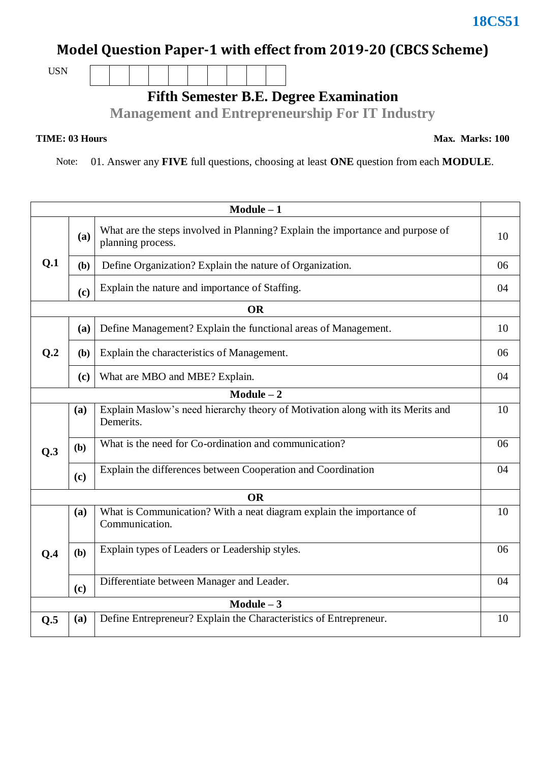18CS51

# Model Question Paper-1 with effect from 2019-20 (CBCS Scheme)

USN | | | | | | | | | | |

## Fifth Semester B.E. Degree Examination

## Management and Entrepreneurship For IT Industry

**TIME: 03 Hours** **Max. Marks: 100**

Note: 01. Answer any **FIVE** full questions, choosing at least **ONE** question from each **MODULE**.

| | | **Module – 1** | |
|---|---|---|---|
| **Q.1** | **(a)** | What are the steps involved in Planning? Explain the importance and purpose of planning process. | 10 |
| | **(b)** | Define Organization? Explain the nature of Organization. | 06 |
| | **(c)** | Explain the nature and importance of Staffing. | 04 |
| | | **OR** | |
| **Q.2** | **(a)** | Define Management? Explain the functional areas of Management. | 10 |
| | **(b)** | Explain the characteristics of Management. | 06 |
| | **(c)** | What are MBO and MBE? Explain. | 04 |
| | | **Module – 2** | |
| **Q.3** | **(a)** | Explain Maslow's need hierarchy theory of Motivation along with its Merits and Demerits. | 10 |
| | **(b)** | What is the need for Co-ordination and communication? | 06 |
| | **(c)** | Explain the differences between Cooperation and Coordination | 04 |
| | | **OR** | |
| **Q.4** | **(a)** | What is Communication? With a neat diagram explain the importance of Communication. | 10 |
| | **(b)** | Explain types of Leaders or Leadership styles. | 06 |
| | **(c)** | Differentiate between Manager and Leader. | 04 |
| | | **Module – 3** | |
| **Q.5** | **(a)** | Define Entrepreneur? Explain the Characteristics of Entrepreneur. | 10 |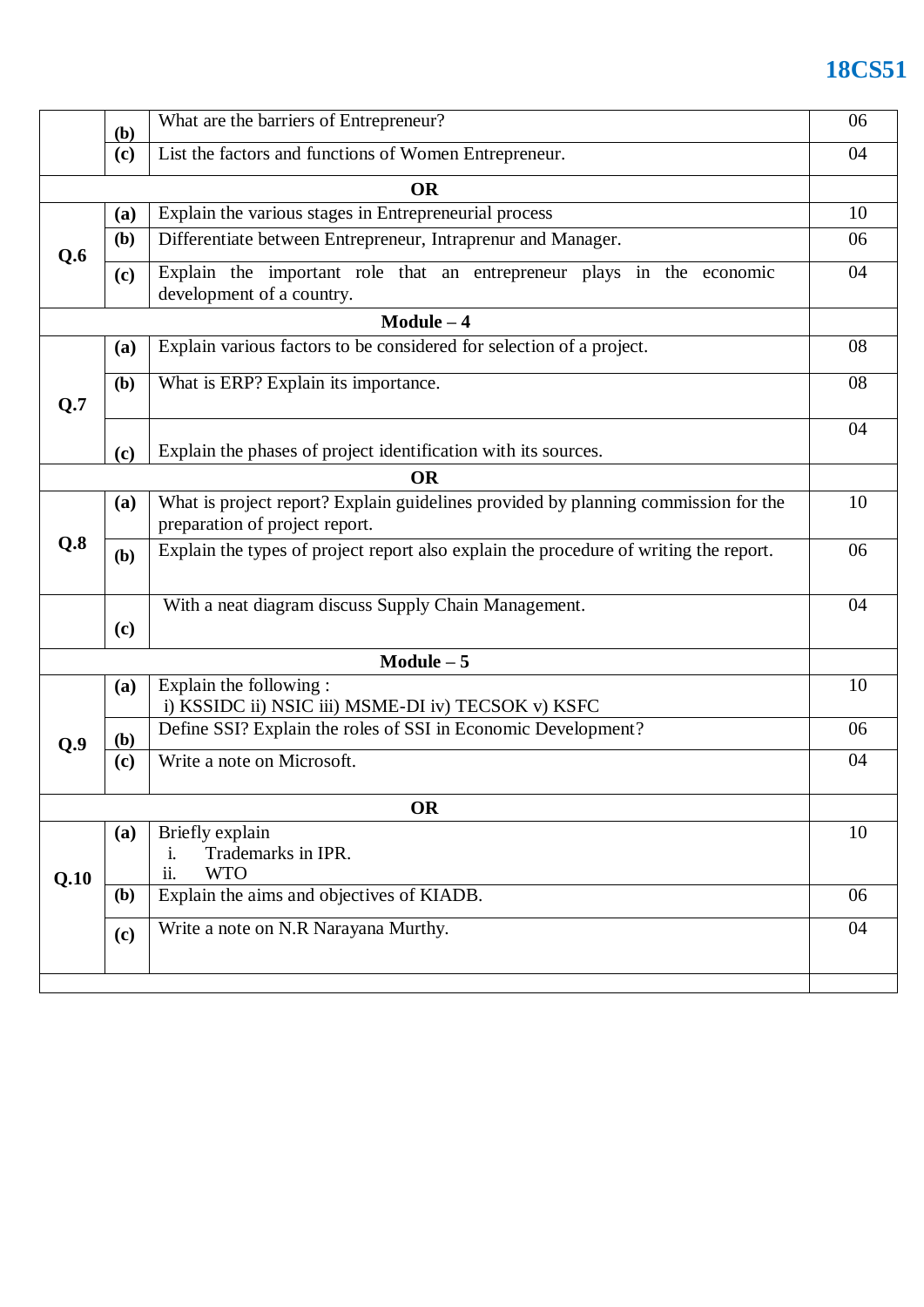| | | | |
|---|---|---|---|
| | (b) | What are the barriers of Entrepreneur? | 06 |
| | (c) | List the factors and functions of Women Entrepreneur. | 04 |
| **OR** | | | |
| Q.6 | (a) | Explain the various stages in Entrepreneurial process | 10 |
| | (b) | Differentiate between Entrepreneur, Intraprenur and Manager. | 06 |
| | (c) | Explain the important role that an entrepreneur plays in the economic development of a country. | 04 |
| **Module – 4** | | | |
| Q.7 | (a) | Explain various factors to be considered for selection of a project. | 08 |
| | (b) | What is ERP? Explain its importance. | 08 |
| | (c) | Explain the phases of project identification with its sources. | 04 |
| **OR** | | | |
| Q.8 | (a) | What is project report? Explain guidelines provided by planning commission for the preparation of project report. | 10 |
| | (b) | Explain the types of project report also explain the procedure of writing the report. | 06 |
| | (c) | With a neat diagram discuss Supply Chain Management. | 04 |
| **Module – 5** | | | |
| Q.9 | (a) | Explain the following : i) KSSIDC ii) NSIC iii) MSME-DI iv) TECSOK v) KSFC | 10 |
| | (b) | Define SSI? Explain the roles of SSI in Economic Development? | 06 |
| | (c) | Write a note on Microsoft. | 04 |
| **OR** | | | |
| Q.10 | (a) | Briefly explain i. Trademarks in IPR. ii. WTO | 10 |
| | (b) | Explain the aims and objectives of KIADB. | 06 |
| | (c) | Write a note on N.R Narayana Murthy. | 04 |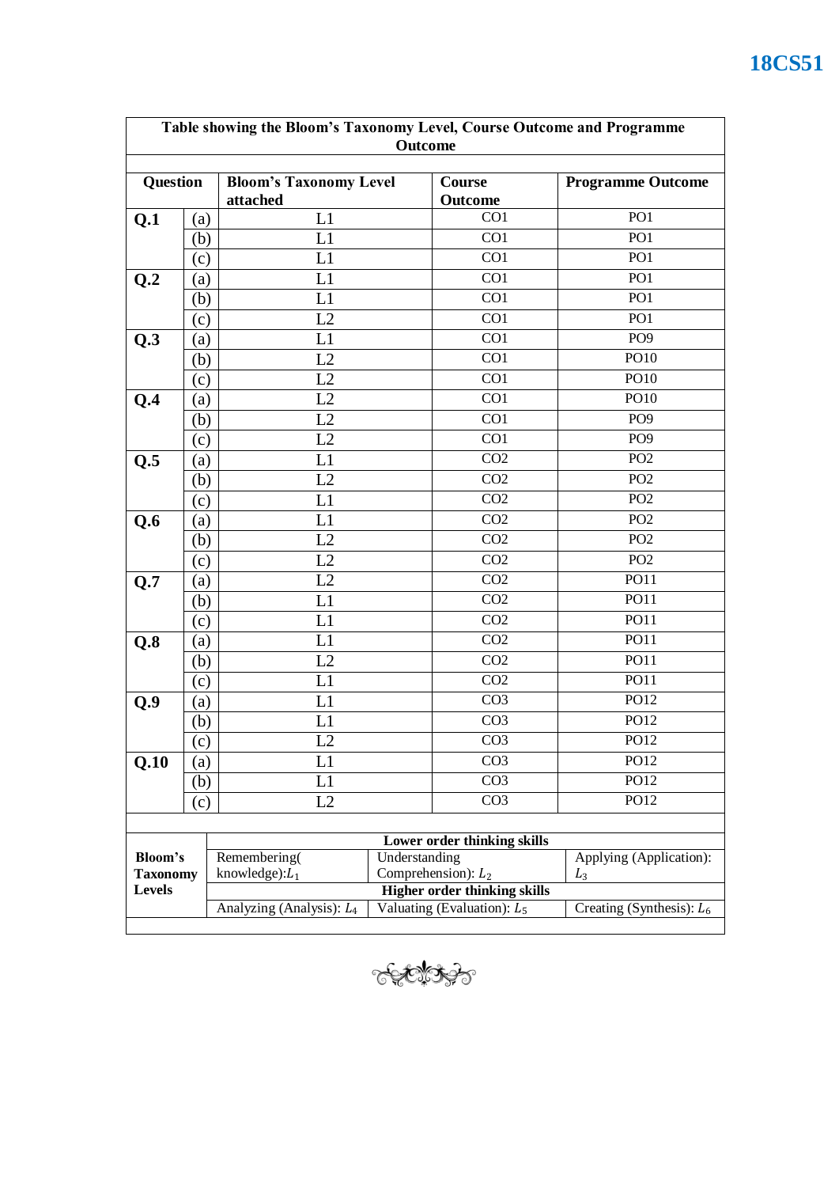**Table showing the Bloom's Taxonomy Level, Course Outcome and Programme Outcome**

| Question | | Bloom's Taxonomy Level attached | Course Outcome | Programme Outcome |
|---|---|---|---|---|
| **Q.1** | (a) | L1 | CO1 | PO1 |
| | (b) | L1 | CO1 | PO1 |
| | (c) | L1 | CO1 | PO1 |
| **Q.2** | (a) | L1 | CO1 | PO1 |
| | (b) | L1 | CO1 | PO1 |
| | (c) | L2 | CO1 | PO1 |
| **Q.3** | (a) | L1 | CO1 | PO9 |
| | (b) | L2 | CO1 | PO10 |
| | (c) | L2 | CO1 | PO10 |
| **Q.4** | (a) | L2 | CO1 | PO10 |
| | (b) | L2 | CO1 | PO9 |
| | (c) | L2 | CO1 | PO9 |
| **Q.5** | (a) | L1 | CO2 | PO2 |
| | (b) | L2 | CO2 | PO2 |
| | (c) | L1 | CO2 | PO2 |
| **Q.6** | (a) | L1 | CO2 | PO2 |
| | (b) | L2 | CO2 | PO2 |
| | (c) | L2 | CO2 | PO2 |
| **Q.7** | (a) | L2 | CO2 | PO11 |
| | (b) | L1 | CO2 | PO11 |
| | (c) | L1 | CO2 | PO11 |
| **Q.8** | (a) | L1 | CO2 | PO11 |
| | (b) | L2 | CO2 | PO11 |
| | (c) | L1 | CO2 | PO11 |
| **Q.9** | (a) | L1 | CO3 | PO12 |
| | (b) | L1 | CO3 | PO12 |
| | (c) | L2 | CO3 | PO12 |
| **Q.10** | (a) | L1 | CO3 | PO12 |
| | (b) | L1 | CO3 | PO12 |
| | (c) | L2 | CO3 | PO12 |

| | | | |
|---|---|---|---|
| **Bloom's Taxonomy Levels** | **Lower order thinking skills** | | |
| | Remembering( knowledge): $L_1$ | Understanding Comprehension): $L_2$ | Applying (Application): $L_3$ |
| | **Higher order thinking skills** | | |
| | Analyzing (Analysis): $L_4$ | Valuating (Evaluation): $L_5$ | Creating (Synthesis): $L_6$ |